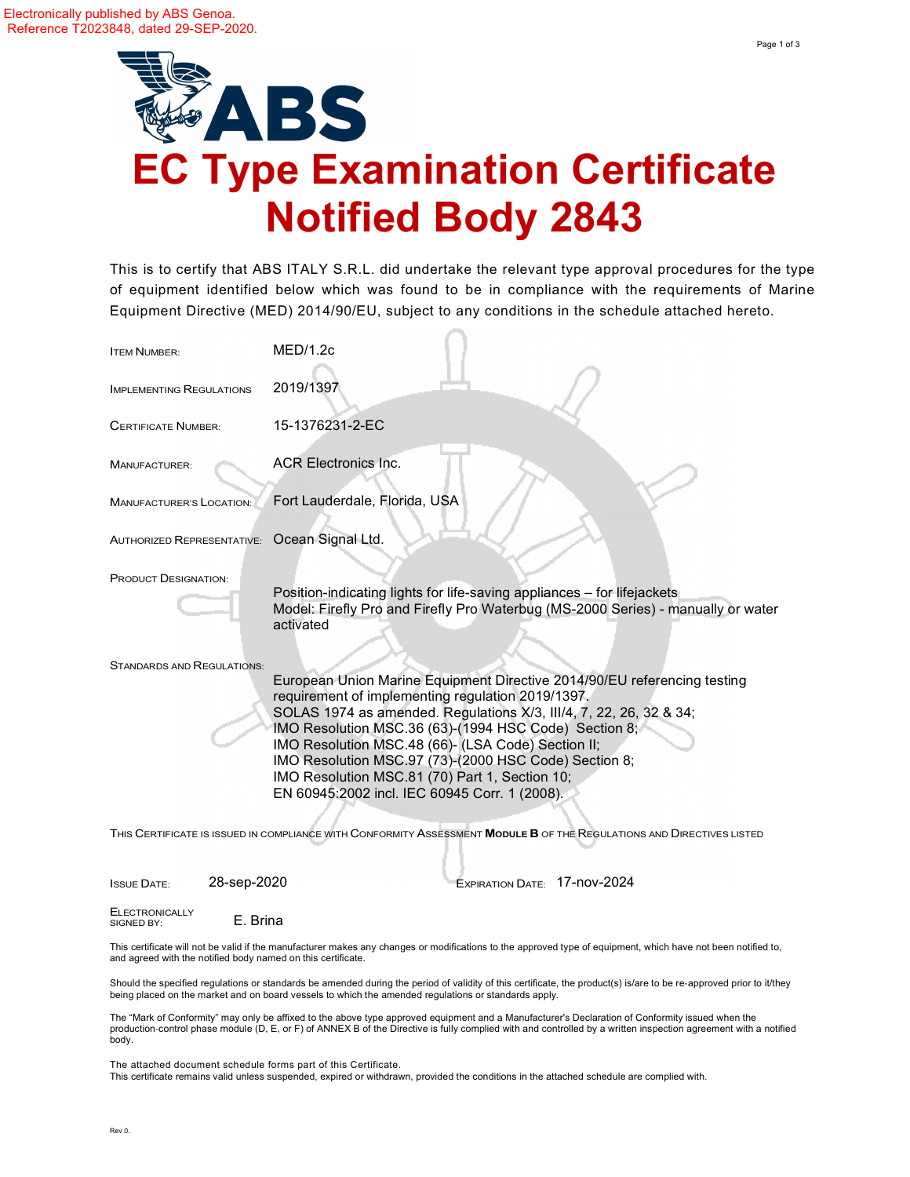Electronically published by ABS Genoa.
Reference T2023848, dated 29-SEP-2020.

# EC Type Examination Certificate
# Notified Body 2843

This is to certify that ABS ITALY S.R.L. did undertake the relevant type approval procedures for the type of equipment identified below which was found to be in compliance with the requirements of Marine Equipment Directive (MED) 2014/90/EU, subject to any conditions in the schedule attached hereto.

| | |
|---|---|
| ITEM NUMBER: | MED/1.2c |
| IMPLEMENTING REGULATIONS | 2019/1397 |
| CERTIFICATE NUMBER: | 15-1376231-2-EC |
| MANUFACTURER: | ACR Electronics Inc. |
| MANUFACTURER'S LOCATION: | Fort Lauderdale, Florida, USA |
| AUTHORIZED REPRESENTATIVE: | Ocean Signal Ltd. |
| PRODUCT DESIGNATION: | Position-indicating lights for life-saving appliances – for lifejackets<br>Model: Firefly Pro and Firefly Pro Waterbug (MS-2000 Series) - manually or water activated |
| STANDARDS AND REGULATIONS: | European Union Marine Equipment Directive 2014/90/EU referencing testing requirement of implementing regulation 2019/1397.<br>SOLAS 1974 as amended. Regulations X/3, III/4, 7, 22, 26, 32 & 34;<br>IMO Resolution MSC.36 (63)-(1994 HSC Code) Section 8;<br>IMO Resolution MSC.48 (66)- (LSA Code) Section II;<br>IMO Resolution MSC.97 (73)-(2000 HSC Code) Section 8;<br>IMO Resolution MSC.81 (70) Part 1, Section 10;<br>EN 60945:2002 incl. IEC 60945 Corr. 1 (2008). |

THIS CERTIFICATE IS ISSUED IN COMPLIANCE WITH CONFORMITY ASSESSMENT **MODULE B** OF THE REGULATIONS AND DIRECTIVES LISTED

ISSUE DATE: 28-sep-2020    EXPIRATION DATE: 17-nov-2024

ELECTRONICALLY SIGNED BY: E. Brina

This certificate will not be valid if the manufacturer makes any changes or modifications to the approved type of equipment, which have not been notified to, and agreed with the notified body named on this certificate.

Should the specified regulations or standards be amended during the period of validity of this certificate, the product(s) is/are to be re-approved prior to it/they being placed on the market and on board vessels to which the amended regulations or standards apply.

The "Mark of Conformity" may only be affixed to the above type approved equipment and a Manufacturer's Declaration of Conformity issued when the production-control phase module (D, E, or F) of ANNEX B of the Directive is fully complied with and controlled by a written inspection agreement with a notified body.

The attached document schedule forms part of this Certificate.
This certificate remains valid unless suspended, expired or withdrawn, provided the conditions in the attached schedule are complied with.

Rev 0.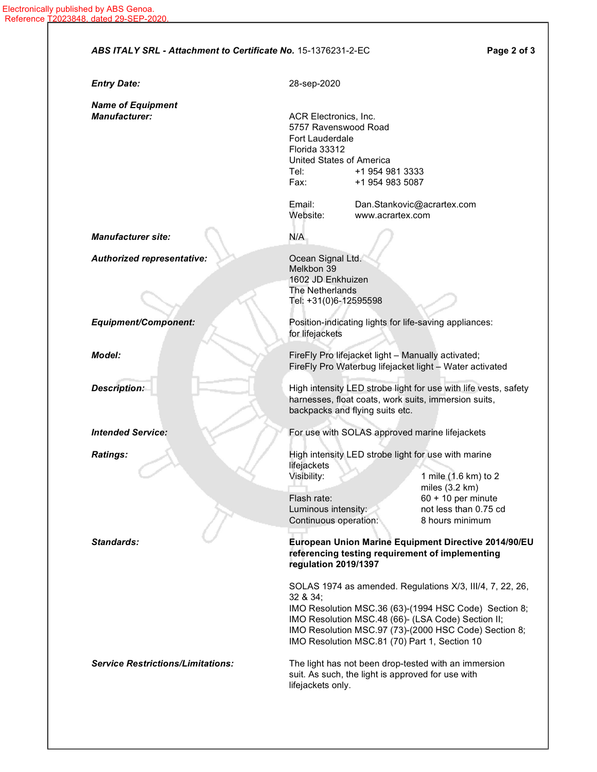Electronically published by ABS Genoa.
Reference T2023848, dated 29-SEP-2020.

***ABS ITALY SRL - Attachment to Certificate No.*** 15-1376231-2-EC

| | |
|---|---|
| ***Entry Date:*** | 28-sep-2020 |
| ***Name of Equipment Manufacturer:*** | ACR Electronics, Inc.<br>5757 Ravenswood Road<br>Fort Lauderdale<br>Florida 33312<br>United States of America<br>Tel: +1 954 981 3333<br>Fax: +1 954 983 5087<br><br>Email: Dan.Stankovic@acrartex.com<br>Website: www.acrartex.com |
| ***Manufacturer site:*** | N/A |
| ***Authorized representative:*** | Ocean Signal Ltd.<br>Melkbon 39<br>1602 JD Enkhuizen<br>The Netherlands<br>Tel: +31(0)6-12595598 |
| ***Equipment/Component:*** | Position-indicating lights for life-saving appliances: for lifejackets |
| ***Model:*** | FireFly Pro lifejacket light – Manually activated;<br>FireFly Pro Waterbug lifejacket light – Water activated |
| ***Description:*** | High intensity LED strobe light for use with life vests, safety harnesses, float coats, work suits, immersion suits, backpacks and flying suits etc. |
| ***Intended Service:*** | For use with SOLAS approved marine lifejackets |
| ***Ratings:*** | High intensity LED strobe light for use with marine lifejackets<br>Visibility: 1 mile (1.6 km) to 2 miles (3.2 km)<br>Flash rate: 60 + 10 per minute<br>Luminous intensity: not less than 0.75 cd<br>Continuous operation: 8 hours minimum |
| ***Standards:*** | **European Union Marine Equipment Directive 2014/90/EU referencing testing requirement of implementing regulation 2019/1397**<br><br>SOLAS 1974 as amended. Regulations X/3, III/4, 7, 22, 26, 32 & 34;<br>IMO Resolution MSC.36 (63)-(1994 HSC Code) Section 8;<br>IMO Resolution MSC.48 (66)- (LSA Code) Section II;<br>IMO Resolution MSC.97 (73)-(2000 HSC Code) Section 8;<br>IMO Resolution MSC.81 (70) Part 1, Section 10 |
| ***Service Restrictions/Limitations:*** | The light has not been drop-tested with an immersion suit. As such, the light is approved for use with lifejackets only. |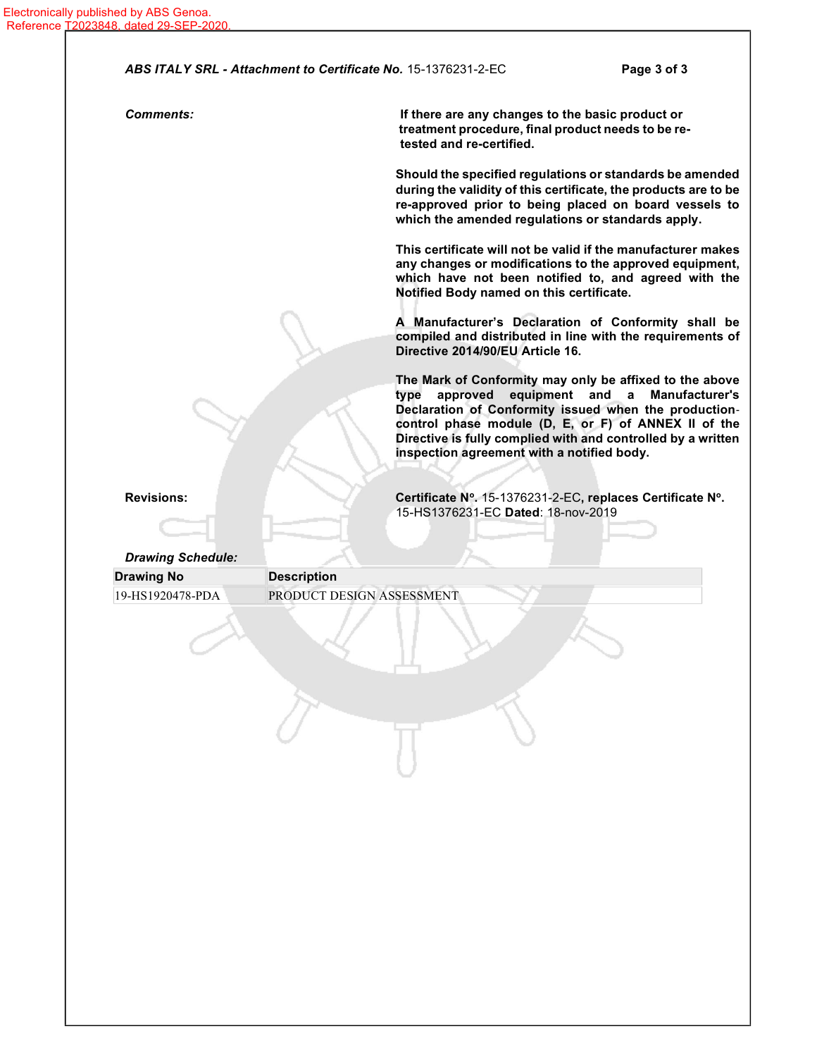Electronically published by ABS Genoa.
Reference T2023848, dated 29-SEP-2020.

***ABS ITALY SRL - Attachment to Certificate No.*** 15-1376231-2-EC

***Comments:***

**If there are any changes to the basic product or treatment procedure, final product needs to be re-tested and re-certified.**

**Should the specified regulations or standards be amended during the validity of this certificate, the products are to be re-approved prior to being placed on board vessels to which the amended regulations or standards apply.**

**This certificate will not be valid if the manufacturer makes any changes or modifications to the approved equipment, which have not been notified to, and agreed with the Notified Body named on this certificate.**

**A Manufacturer's Declaration of Conformity shall be compiled and distributed in line with the requirements of Directive 2014/90/EU Article 16.**

**The Mark of Conformity may only be affixed to the above type approved equipment and a Manufacturer's Declaration of Conformity issued when the production-control phase module (D, E, or F) of ANNEX II of the Directive is fully complied with and controlled by a written inspection agreement with a notified body.**

**Revisions:**

**Certificate Nº.** 15-1376231-2-EC**, replaces Certificate Nº.** 15-HS1376231-EC **Dated**: 18-nov-2019

***Drawing Schedule:***

| Drawing No | Description |
|---|---|
| 19-HS1920478-PDA | PRODUCT DESIGN ASSESSMENT |